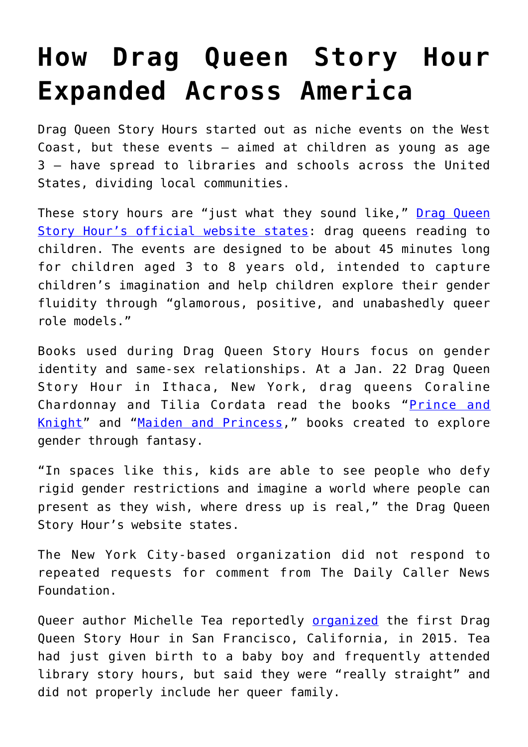# How Drag Queen Story Hour Expanded Across America

Drag Queen Story Hours started out as niche events on the West Coast, but these events — aimed at children as young as age 3 — have spread to libraries and schools across the United States, dividing local communities.

These story hours are "just what they sound like," Drag Queen Story Hour's official website states: drag queens reading to children. The events are designed to be about 45 minutes long for children aged 3 to 8 years old, intended to capture children's imagination and help children explore their gender fluidity through "glamorous, positive, and unabashedly queer role models."

Books used during Drag Queen Story Hours focus on gender identity and same-sex relationships. At a Jan. 22 Drag Queen Story Hour in Ithaca, New York, drag queens Coraline Chardonnay and Tilia Cordata read the books "Prince and Knight" and "Maiden and Princess," books created to explore gender through fantasy.

"In spaces like this, kids are able to see people who defy rigid gender restrictions and imagine a world where people can present as they wish, where dress up is real," the Drag Queen Story Hour's website states.

The New York City-based organization did not respond to repeated requests for comment from The Daily Caller News Foundation.

Queer author Michelle Tea reportedly organized the first Drag Queen Story Hour in San Francisco, California, in 2015. Tea had just given birth to a baby boy and frequently attended library story hours, but said they were "really straight" and did not properly include her queer family.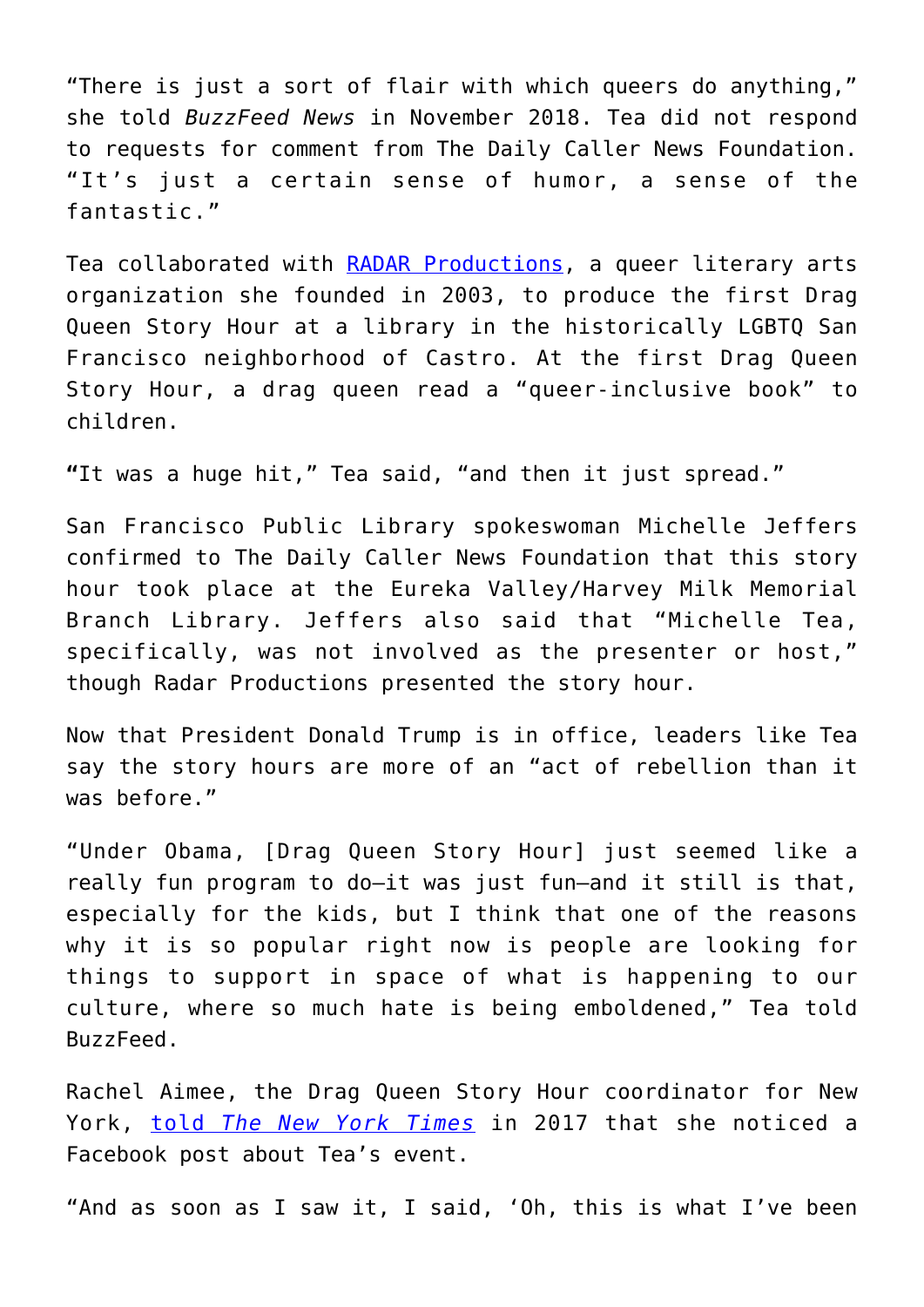"There is just a sort of flair with which queers do anything," she told *BuzzFeed News* in November 2018. Tea did not respond to requests for comment from The Daily Caller News Foundation. "It's just a certain sense of humor, a sense of the fantastic."

Tea collaborated with [RADAR Productions](), a queer literary arts organization she founded in 2003, to produce the first Drag Queen Story Hour at a library in the historically LGBTQ San Francisco neighborhood of Castro. At the first Drag Queen Story Hour, a drag queen read a "queer-inclusive book" to children.

**"**It was a huge hit," Tea said, "and then it just spread."

San Francisco Public Library spokeswoman Michelle Jeffers confirmed to The Daily Caller News Foundation that this story hour took place at the Eureka Valley/Harvey Milk Memorial Branch Library. Jeffers also said that "Michelle Tea, specifically, was not involved as the presenter or host," though Radar Productions presented the story hour.

Now that President Donald Trump is in office, leaders like Tea say the story hours are more of an "act of rebellion than it was before."

"Under Obama, [Drag Queen Story Hour] just seemed like a really fun program to do—it was just fun—and it still is that, especially for the kids, but I think that one of the reasons why it is so popular right now is people are looking for things to support in space of what is happening to our culture, where so much hate is being emboldened," Tea told BuzzFeed.

Rachel Aimee, the Drag Queen Story Hour coordinator for New York, [told *The New York Times*]() in 2017 that she noticed a Facebook post about Tea's event.

"And as soon as I saw it, I said, 'Oh, this is what I've been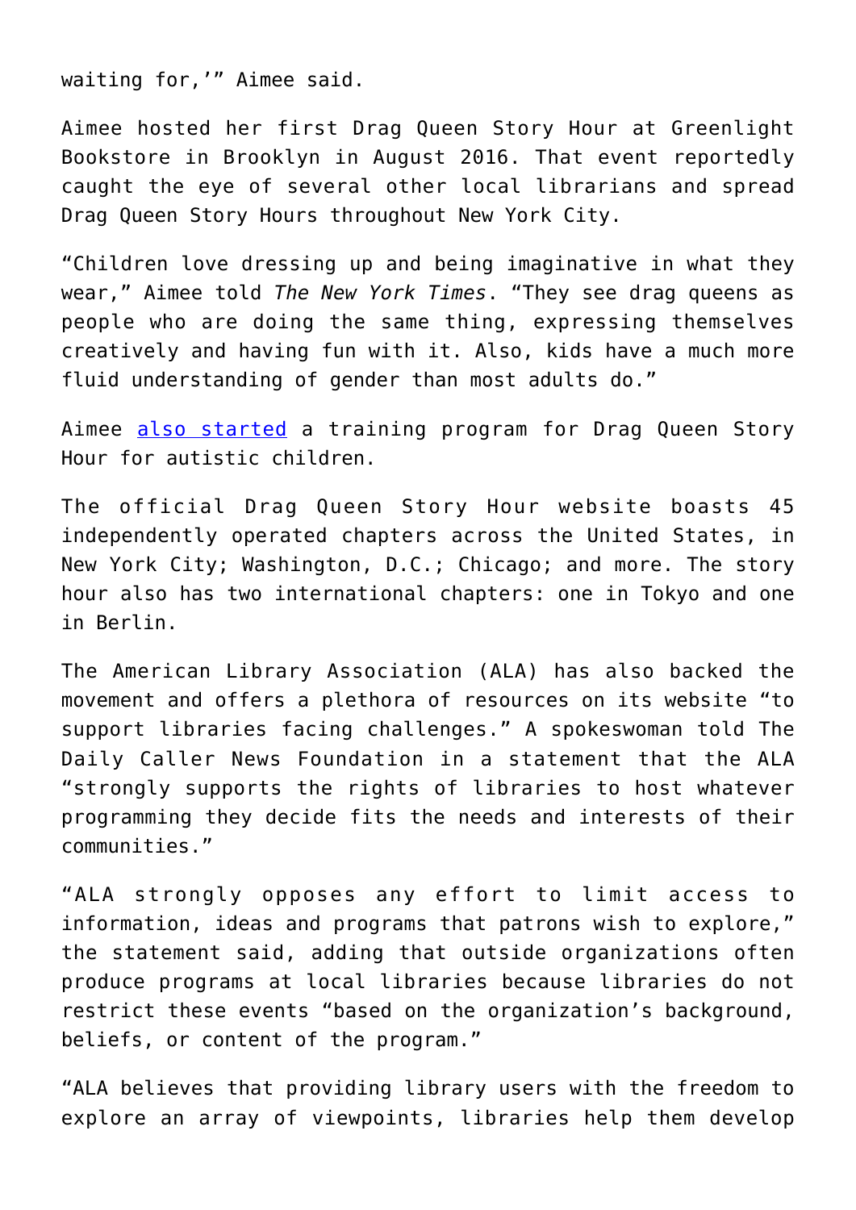waiting for,'" Aimee said.

Aimee hosted her first Drag Queen Story Hour at Greenlight Bookstore in Brooklyn in August 2016. That event reportedly caught the eye of several other local librarians and spread Drag Queen Story Hours throughout New York City.

"Children love dressing up and being imaginative in what they wear," Aimee told *The New York Times*. "They see drag queens as people who are doing the same thing, expressing themselves creatively and having fun with it. Also, kids have a much more fluid understanding of gender than most adults do."

Aimee [also started]() a training program for Drag Queen Story Hour for autistic children.

The official Drag Queen Story Hour website boasts 45 independently operated chapters across the United States, in New York City; Washington, D.C.; Chicago; and more. The story hour also has two international chapters: one in Tokyo and one in Berlin.

The American Library Association (ALA) has also backed the movement and offers a plethora of resources on its website "to support libraries facing challenges." A spokeswoman told The Daily Caller News Foundation in a statement that the ALA "strongly supports the rights of libraries to host whatever programming they decide fits the needs and interests of their communities."

"ALA strongly opposes any effort to limit access to information, ideas and programs that patrons wish to explore," the statement said, adding that outside organizations often produce programs at local libraries because libraries do not restrict these events "based on the organization's background, beliefs, or content of the program."

"ALA believes that providing library users with the freedom to explore an array of viewpoints, libraries help them develop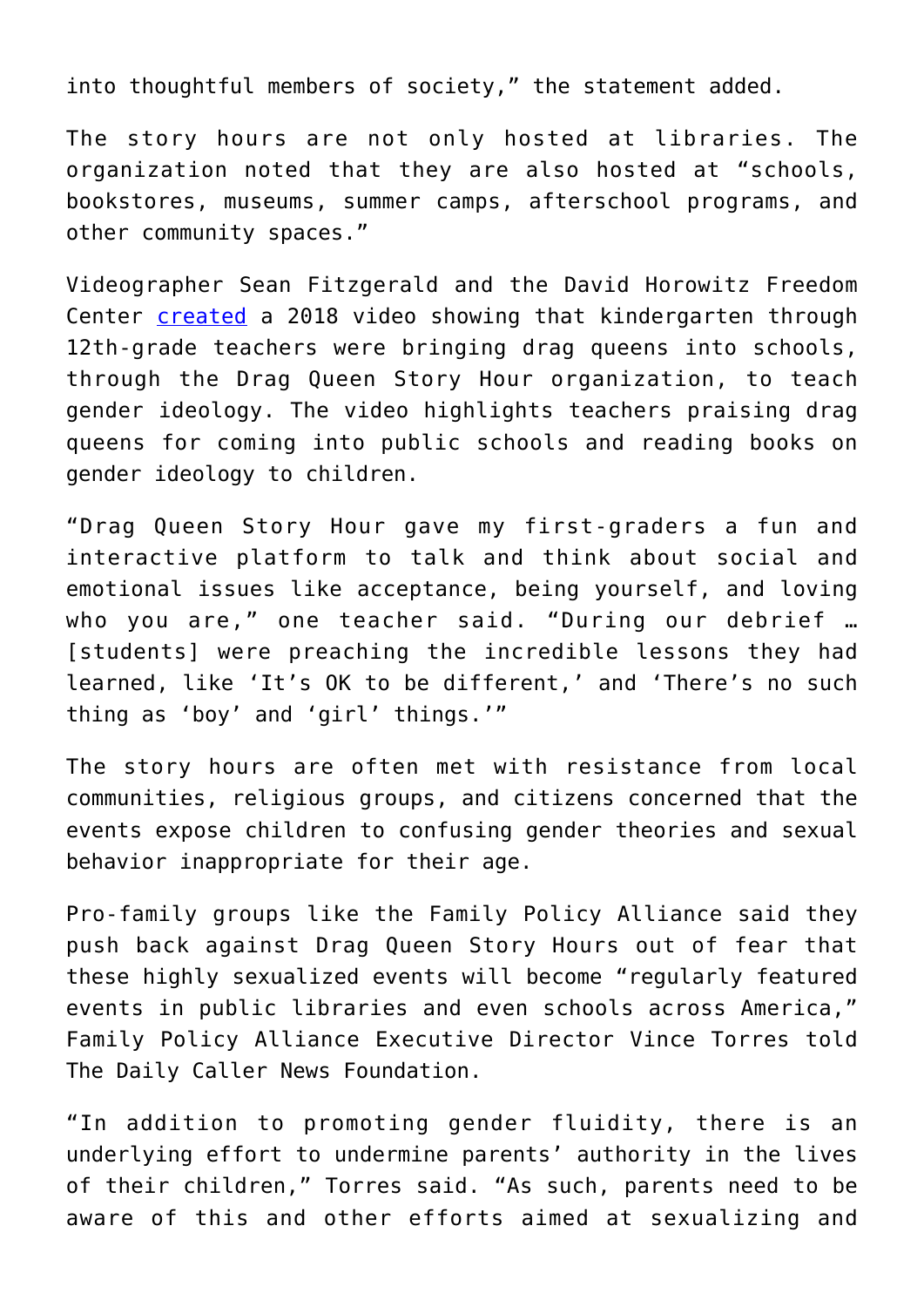into thoughtful members of society," the statement added.

The story hours are not only hosted at libraries. The organization noted that they are also hosted at "schools, bookstores, museums, summer camps, afterschool programs, and other community spaces."

Videographer Sean Fitzgerald and the David Horowitz Freedom Center created a 2018 video showing that kindergarten through 12th-grade teachers were bringing drag queens into schools, through the Drag Queen Story Hour organization, to teach gender ideology. The video highlights teachers praising drag queens for coming into public schools and reading books on gender ideology to children.

"Drag Queen Story Hour gave my first-graders a fun and interactive platform to talk and think about social and emotional issues like acceptance, being yourself, and loving who you are," one teacher said. "During our debrief … [students] were preaching the incredible lessons they had learned, like 'It's OK to be different,' and 'There's no such thing as 'boy' and 'girl' things.'"

The story hours are often met with resistance from local communities, religious groups, and citizens concerned that the events expose children to confusing gender theories and sexual behavior inappropriate for their age.

Pro-family groups like the Family Policy Alliance said they push back against Drag Queen Story Hours out of fear that these highly sexualized events will become "regularly featured events in public libraries and even schools across America," Family Policy Alliance Executive Director Vince Torres told The Daily Caller News Foundation.

"In addition to promoting gender fluidity, there is an underlying effort to undermine parents' authority in the lives of their children," Torres said. "As such, parents need to be aware of this and other efforts aimed at sexualizing and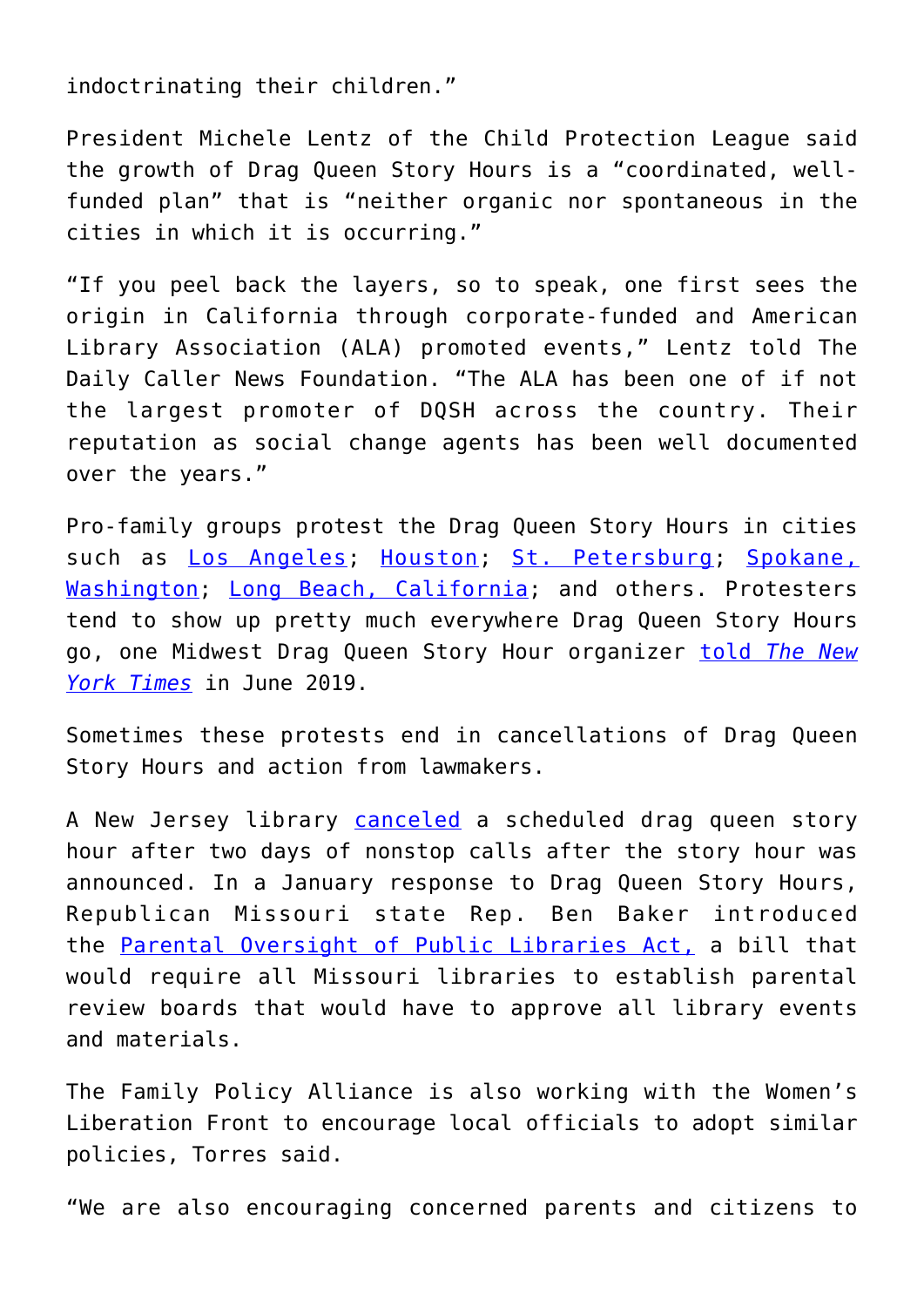indoctrinating their children."

President Michele Lentz of the Child Protection League said the growth of Drag Queen Story Hours is a "coordinated, well-funded plan" that is "neither organic nor spontaneous in the cities in which it is occurring."

"If you peel back the layers, so to speak, one first sees the origin in California through corporate-funded and American Library Association (ALA) promoted events," Lentz told The Daily Caller News Foundation. "The ALA has been one of if not the largest promoter of DQSH across the country. Their reputation as social change agents has been well documented over the years."

Pro-family groups protest the Drag Queen Story Hours in cities such as Los Angeles; Houston; St. Petersburg; Spokane, Washington; Long Beach, California; and others. Protesters tend to show up pretty much everywhere Drag Queen Story Hours go, one Midwest Drag Queen Story Hour organizer told *The New York Times* in June 2019.

Sometimes these protests end in cancellations of Drag Queen Story Hours and action from lawmakers.

A New Jersey library canceled a scheduled drag queen story hour after two days of nonstop calls after the story hour was announced. In a January response to Drag Queen Story Hours, Republican Missouri state Rep. Ben Baker introduced the Parental Oversight of Public Libraries Act, a bill that would require all Missouri libraries to establish parental review boards that would have to approve all library events and materials.

The Family Policy Alliance is also working with the Women's Liberation Front to encourage local officials to adopt similar policies, Torres said.

"We are also encouraging concerned parents and citizens to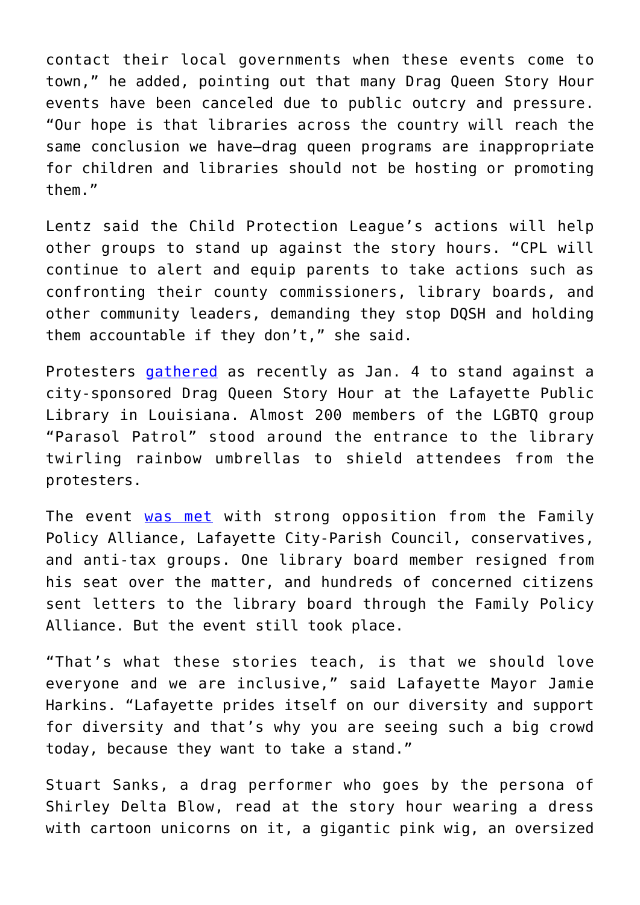contact their local governments when these events come to town," he added, pointing out that many Drag Queen Story Hour events have been canceled due to public outcry and pressure. "Our hope is that libraries across the country will reach the same conclusion we have—drag queen programs are inappropriate for children and libraries should not be hosting or promoting them."

Lentz said the Child Protection League's actions will help other groups to stand up against the story hours. "CPL will continue to alert and equip parents to take actions such as confronting their county commissioners, library boards, and other community leaders, demanding they stop DQSH and holding them accountable if they don't," she said.

Protesters gathered as recently as Jan. 4 to stand against a city-sponsored Drag Queen Story Hour at the Lafayette Public Library in Louisiana. Almost 200 members of the LGBTQ group "Parasol Patrol" stood around the entrance to the library twirling rainbow umbrellas to shield attendees from the protesters.

The event was met with strong opposition from the Family Policy Alliance, Lafayette City-Parish Council, conservatives, and anti-tax groups. One library board member resigned from his seat over the matter, and hundreds of concerned citizens sent letters to the library board through the Family Policy Alliance. But the event still took place.

"That's what these stories teach, is that we should love everyone and we are inclusive," said Lafayette Mayor Jamie Harkins. "Lafayette prides itself on our diversity and support for diversity and that's why you are seeing such a big crowd today, because they want to take a stand."

Stuart Sanks, a drag performer who goes by the persona of Shirley Delta Blow, read at the story hour wearing a dress with cartoon unicorns on it, a gigantic pink wig, an oversized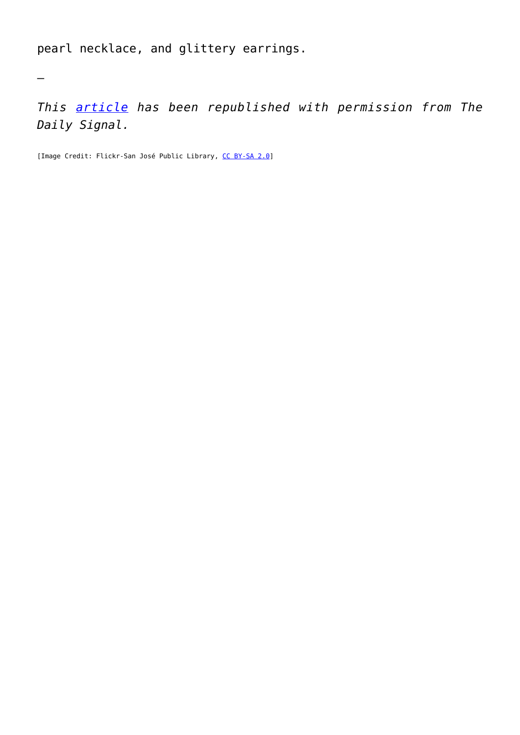pearl necklace, and glittery earrings.

—

*This article has been republished with permission from The Daily Signal.*

[Image Credit: Flickr-San José Public Library, CC BY-SA 2.0]